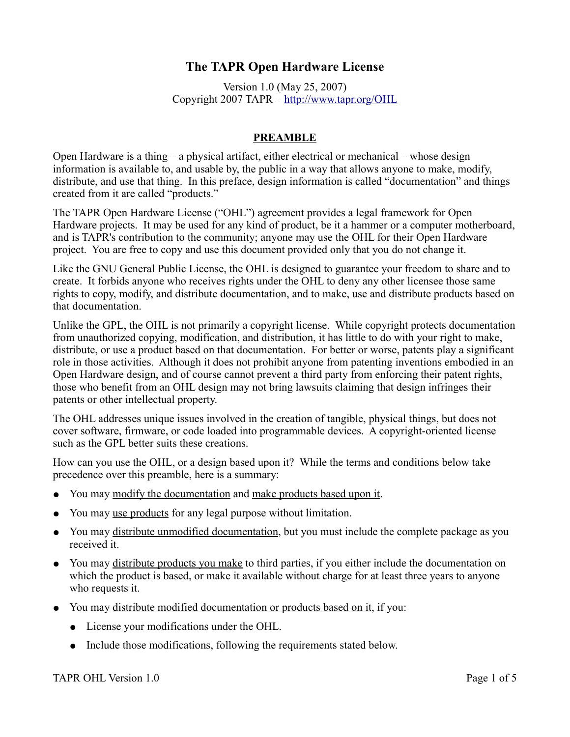# The TAPR Open Hardware License

Version 1.0 (May 25, 2007)
Copyright 2007 TAPR – http://www.tapr.org/OHL

## PREAMBLE

Open Hardware is a thing – a physical artifact, either electrical or mechanical – whose design information is available to, and usable by, the public in a way that allows anyone to make, modify, distribute, and use that thing. In this preface, design information is called "documentation" and things created from it are called "products."

The TAPR Open Hardware License ("OHL") agreement provides a legal framework for Open Hardware projects. It may be used for any kind of product, be it a hammer or a computer motherboard, and is TAPR's contribution to the community; anyone may use the OHL for their Open Hardware project. You are free to copy and use this document provided only that you do not change it.

Like the GNU General Public License, the OHL is designed to guarantee your freedom to share and to create. It forbids anyone who receives rights under the OHL to deny any other licensee those same rights to copy, modify, and distribute documentation, and to make, use and distribute products based on that documentation.

Unlike the GPL, the OHL is not primarily a copyright license. While copyright protects documentation from unauthorized copying, modification, and distribution, it has little to do with your right to make, distribute, or use a product based on that documentation. For better or worse, patents play a significant role in those activities. Although it does not prohibit anyone from patenting inventions embodied in an Open Hardware design, and of course cannot prevent a third party from enforcing their patent rights, those who benefit from an OHL design may not bring lawsuits claiming that design infringes their patents or other intellectual property.

The OHL addresses unique issues involved in the creation of tangible, physical things, but does not cover software, firmware, or code loaded into programmable devices. A copyright-oriented license such as the GPL better suits these creations.

How can you use the OHL, or a design based upon it? While the terms and conditions below take precedence over this preamble, here is a summary:

- You may modify the documentation and make products based upon it.
- You may use products for any legal purpose without limitation.
- You may distribute unmodified documentation, but you must include the complete package as you received it.
- You may distribute products you make to third parties, if you either include the documentation on which the product is based, or make it available without charge for at least three years to anyone who requests it.
- You may distribute modified documentation or products based on it, if you:
  - License your modifications under the OHL.
  - Include those modifications, following the requirements stated below.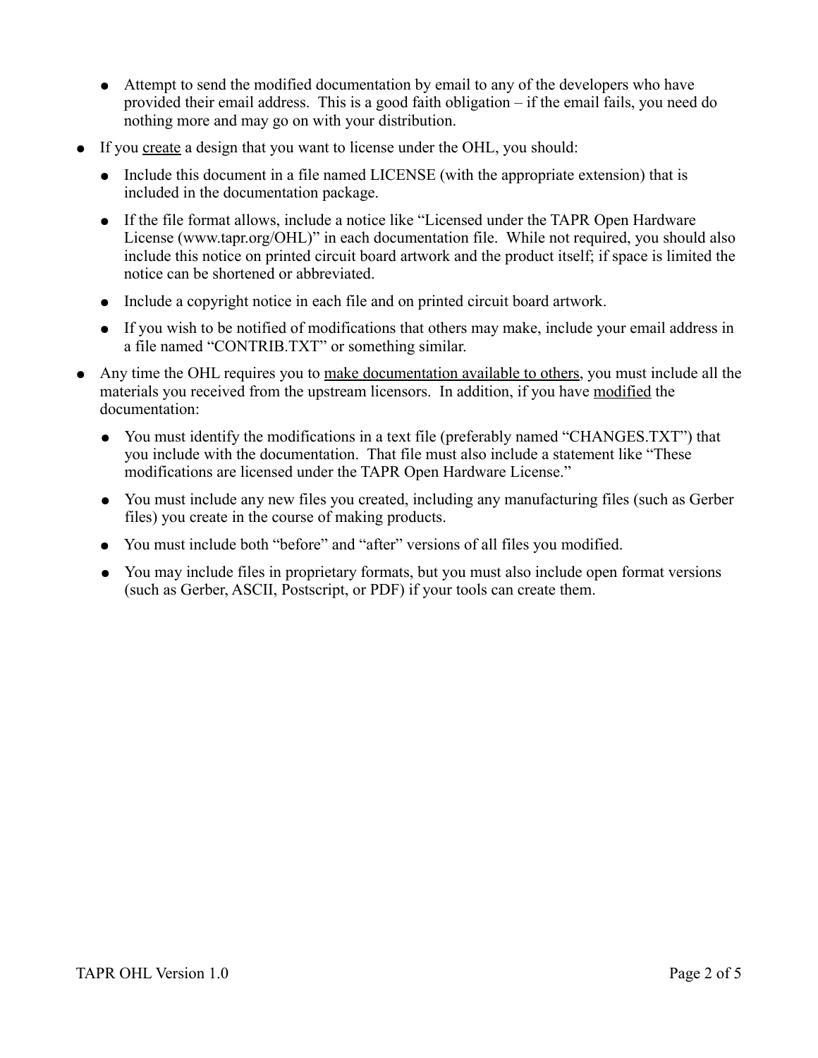- Attempt to send the modified documentation by email to any of the developers who have provided their email address. This is a good faith obligation – if the email fails, you need do nothing more and may go on with your distribution.
- If you <u>create</u> a design that you want to license under the OHL, you should:
  - Include this document in a file named LICENSE (with the appropriate extension) that is included in the documentation package.
  - If the file format allows, include a notice like "Licensed under the TAPR Open Hardware License (www.tapr.org/OHL)" in each documentation file. While not required, you should also include this notice on printed circuit board artwork and the product itself; if space is limited the notice can be shortened or abbreviated.
  - Include a copyright notice in each file and on printed circuit board artwork.
  - If you wish to be notified of modifications that others may make, include your email address in a file named "CONTRIB.TXT" or something similar.
- Any time the OHL requires you to <u>make documentation available to others</u>, you must include all the materials you received from the upstream licensors. In addition, if you have <u>modified</u> the documentation:
  - You must identify the modifications in a text file (preferably named "CHANGES.TXT") that you include with the documentation. That file must also include a statement like "These modifications are licensed under the TAPR Open Hardware License."
  - You must include any new files you created, including any manufacturing files (such as Gerber files) you create in the course of making products.
  - You must include both "before" and "after" versions of all files you modified.
  - You may include files in proprietary formats, but you must also include open format versions (such as Gerber, ASCII, Postscript, or PDF) if your tools can create them.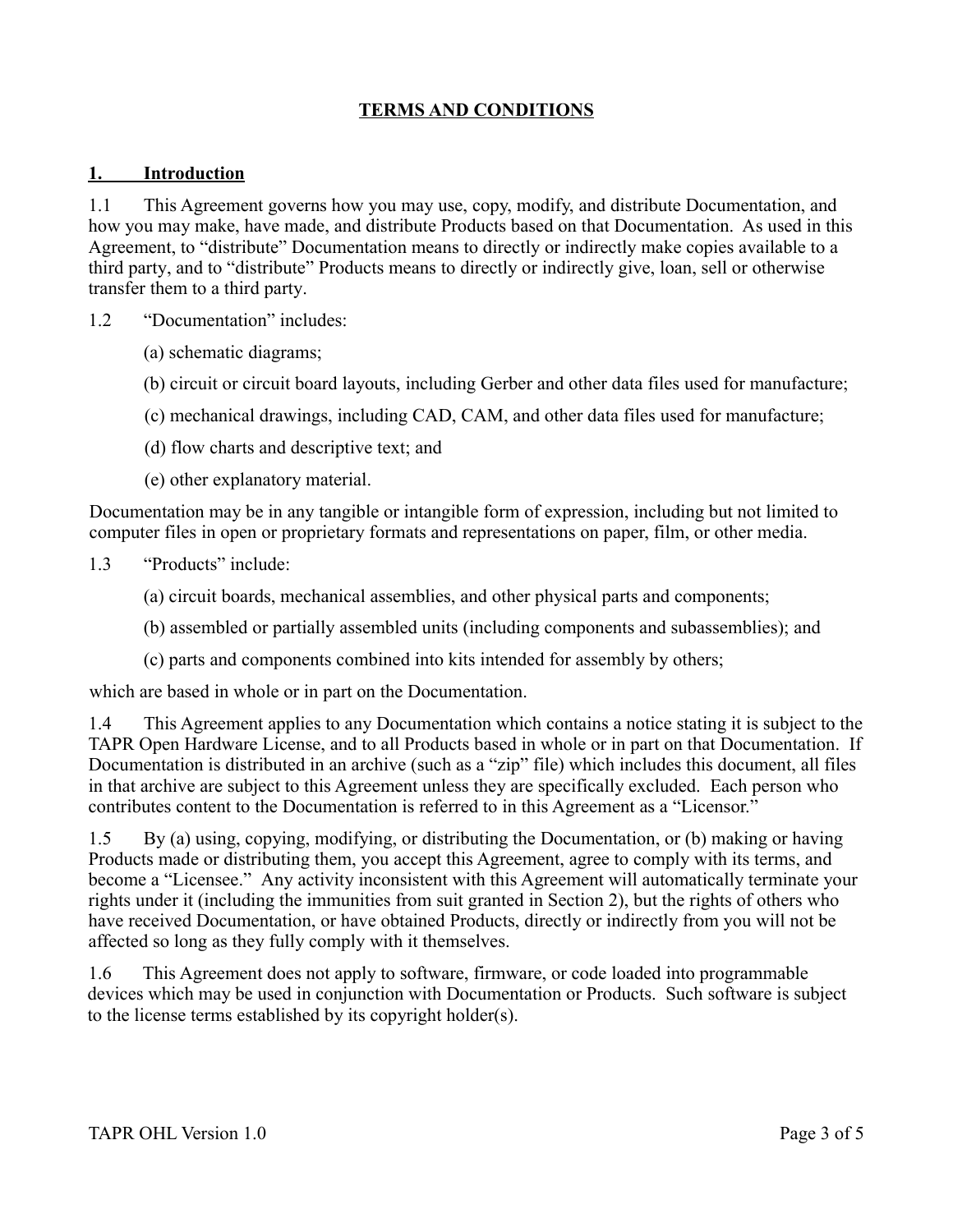# TERMS AND CONDITIONS

## 1. Introduction

1.1 This Agreement governs how you may use, copy, modify, and distribute Documentation, and how you may make, have made, and distribute Products based on that Documentation. As used in this Agreement, to "distribute" Documentation means to directly or indirectly make copies available to a third party, and to "distribute" Products means to directly or indirectly give, loan, sell or otherwise transfer them to a third party.

1.2 "Documentation" includes:

(a) schematic diagrams;

(b) circuit or circuit board layouts, including Gerber and other data files used for manufacture;

(c) mechanical drawings, including CAD, CAM, and other data files used for manufacture;

(d) flow charts and descriptive text; and

(e) other explanatory material.

Documentation may be in any tangible or intangible form of expression, including but not limited to computer files in open or proprietary formats and representations on paper, film, or other media.

1.3 "Products" include:

(a) circuit boards, mechanical assemblies, and other physical parts and components;

(b) assembled or partially assembled units (including components and subassemblies); and

(c) parts and components combined into kits intended for assembly by others;

which are based in whole or in part on the Documentation.

1.4 This Agreement applies to any Documentation which contains a notice stating it is subject to the TAPR Open Hardware License, and to all Products based in whole or in part on that Documentation. If Documentation is distributed in an archive (such as a "zip" file) which includes this document, all files in that archive are subject to this Agreement unless they are specifically excluded. Each person who contributes content to the Documentation is referred to in this Agreement as a "Licensor."

1.5 By (a) using, copying, modifying, or distributing the Documentation, or (b) making or having Products made or distributing them, you accept this Agreement, agree to comply with its terms, and become a "Licensee." Any activity inconsistent with this Agreement will automatically terminate your rights under it (including the immunities from suit granted in Section 2), but the rights of others who have received Documentation, or have obtained Products, directly or indirectly from you will not be affected so long as they fully comply with it themselves.

1.6 This Agreement does not apply to software, firmware, or code loaded into programmable devices which may be used in conjunction with Documentation or Products. Such software is subject to the license terms established by its copyright holder(s).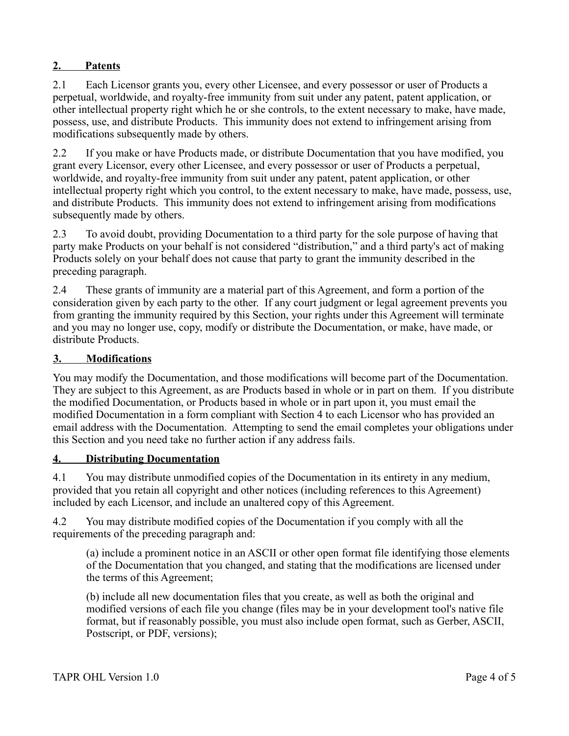## 2. Patents

2.1 Each Licensor grants you, every other Licensee, and every possessor or user of Products a perpetual, worldwide, and royalty-free immunity from suit under any patent, patent application, or other intellectual property right which he or she controls, to the extent necessary to make, have made, possess, use, and distribute Products. This immunity does not extend to infringement arising from modifications subsequently made by others.

2.2 If you make or have Products made, or distribute Documentation that you have modified, you grant every Licensor, every other Licensee, and every possessor or user of Products a perpetual, worldwide, and royalty-free immunity from suit under any patent, patent application, or other intellectual property right which you control, to the extent necessary to make, have made, possess, use, and distribute Products. This immunity does not extend to infringement arising from modifications subsequently made by others.

2.3 To avoid doubt, providing Documentation to a third party for the sole purpose of having that party make Products on your behalf is not considered "distribution," and a third party's act of making Products solely on your behalf does not cause that party to grant the immunity described in the preceding paragraph.

2.4 These grants of immunity are a material part of this Agreement, and form a portion of the consideration given by each party to the other. If any court judgment or legal agreement prevents you from granting the immunity required by this Section, your rights under this Agreement will terminate and you may no longer use, copy, modify or distribute the Documentation, or make, have made, or distribute Products.

## 3. Modifications

You may modify the Documentation, and those modifications will become part of the Documentation. They are subject to this Agreement, as are Products based in whole or in part on them. If you distribute the modified Documentation, or Products based in whole or in part upon it, you must email the modified Documentation in a form compliant with Section 4 to each Licensor who has provided an email address with the Documentation. Attempting to send the email completes your obligations under this Section and you need take no further action if any address fails.

## 4. Distributing Documentation

4.1 You may distribute unmodified copies of the Documentation in its entirety in any medium, provided that you retain all copyright and other notices (including references to this Agreement) included by each Licensor, and include an unaltered copy of this Agreement.

4.2 You may distribute modified copies of the Documentation if you comply with all the requirements of the preceding paragraph and:

(a) include a prominent notice in an ASCII or other open format file identifying those elements of the Documentation that you changed, and stating that the modifications are licensed under the terms of this Agreement;

(b) include all new documentation files that you create, as well as both the original and modified versions of each file you change (files may be in your development tool's native file format, but if reasonably possible, you must also include open format, such as Gerber, ASCII, Postscript, or PDF, versions);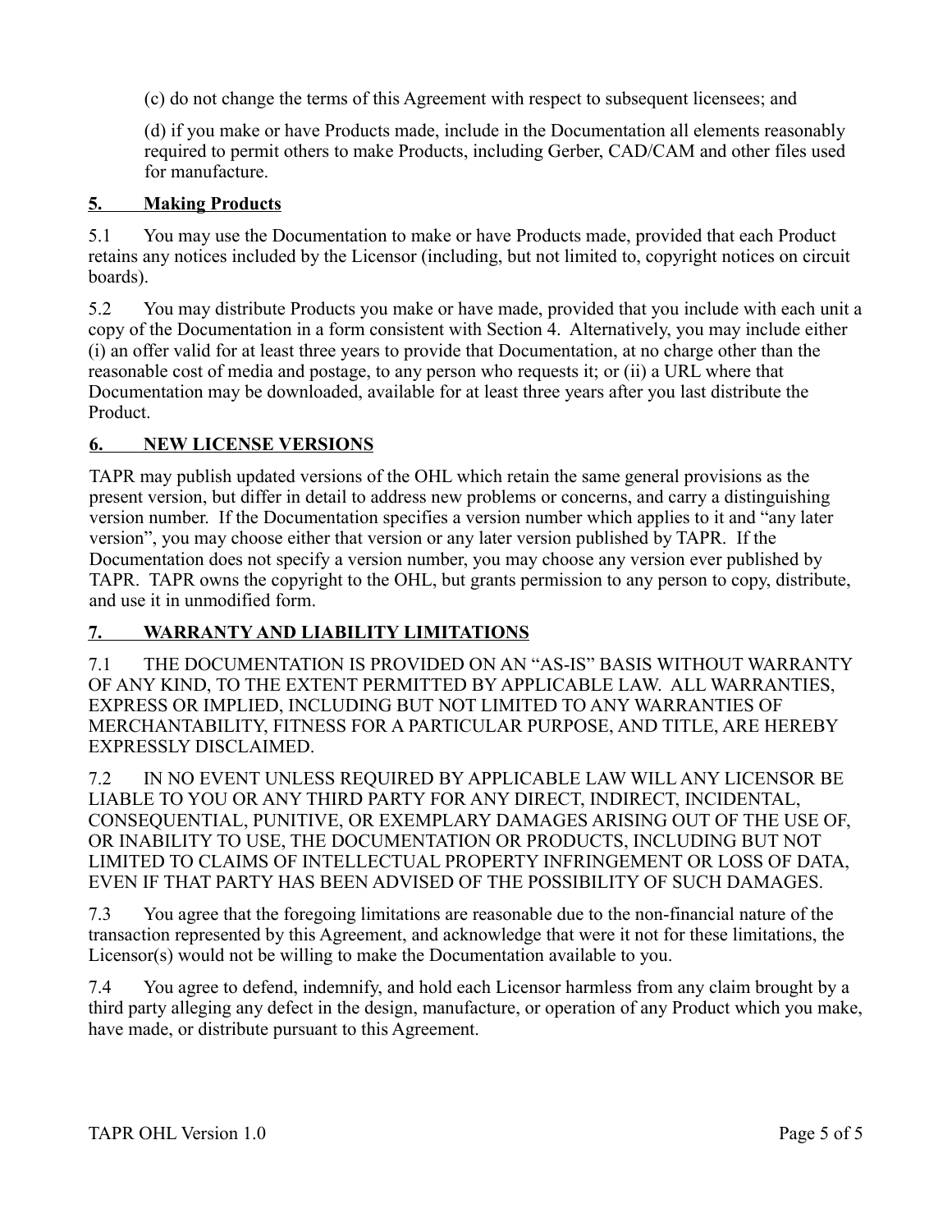(c) do not change the terms of this Agreement with respect to subsequent licensees; and

(d) if you make or have Products made, include in the Documentation all elements reasonably required to permit others to make Products, including Gerber, CAD/CAM and other files used for manufacture.

## 5. Making Products

5.1 You may use the Documentation to make or have Products made, provided that each Product retains any notices included by the Licensor (including, but not limited to, copyright notices on circuit boards).

5.2 You may distribute Products you make or have made, provided that you include with each unit a copy of the Documentation in a form consistent with Section 4. Alternatively, you may include either (i) an offer valid for at least three years to provide that Documentation, at no charge other than the reasonable cost of media and postage, to any person who requests it; or (ii) a URL where that Documentation may be downloaded, available for at least three years after you last distribute the Product.

## 6. NEW LICENSE VERSIONS

TAPR may publish updated versions of the OHL which retain the same general provisions as the present version, but differ in detail to address new problems or concerns, and carry a distinguishing version number. If the Documentation specifies a version number which applies to it and “any later version”, you may choose either that version or any later version published by TAPR. If the Documentation does not specify a version number, you may choose any version ever published by TAPR. TAPR owns the copyright to the OHL, but grants permission to any person to copy, distribute, and use it in unmodified form.

## 7. WARRANTY AND LIABILITY LIMITATIONS

7.1 THE DOCUMENTATION IS PROVIDED ON AN “AS-IS” BASIS WITHOUT WARRANTY OF ANY KIND, TO THE EXTENT PERMITTED BY APPLICABLE LAW. ALL WARRANTIES, EXPRESS OR IMPLIED, INCLUDING BUT NOT LIMITED TO ANY WARRANTIES OF MERCHANTABILITY, FITNESS FOR A PARTICULAR PURPOSE, AND TITLE, ARE HEREBY EXPRESSLY DISCLAIMED.

7.2 IN NO EVENT UNLESS REQUIRED BY APPLICABLE LAW WILL ANY LICENSOR BE LIABLE TO YOU OR ANY THIRD PARTY FOR ANY DIRECT, INDIRECT, INCIDENTAL, CONSEQUENTIAL, PUNITIVE, OR EXEMPLARY DAMAGES ARISING OUT OF THE USE OF, OR INABILITY TO USE, THE DOCUMENTATION OR PRODUCTS, INCLUDING BUT NOT LIMITED TO CLAIMS OF INTELLECTUAL PROPERTY INFRINGEMENT OR LOSS OF DATA, EVEN IF THAT PARTY HAS BEEN ADVISED OF THE POSSIBILITY OF SUCH DAMAGES.

7.3 You agree that the foregoing limitations are reasonable due to the non-financial nature of the transaction represented by this Agreement, and acknowledge that were it not for these limitations, the Licensor(s) would not be willing to make the Documentation available to you.

7.4 You agree to defend, indemnify, and hold each Licensor harmless from any claim brought by a third party alleging any defect in the design, manufacture, or operation of any Product which you make, have made, or distribute pursuant to this Agreement.